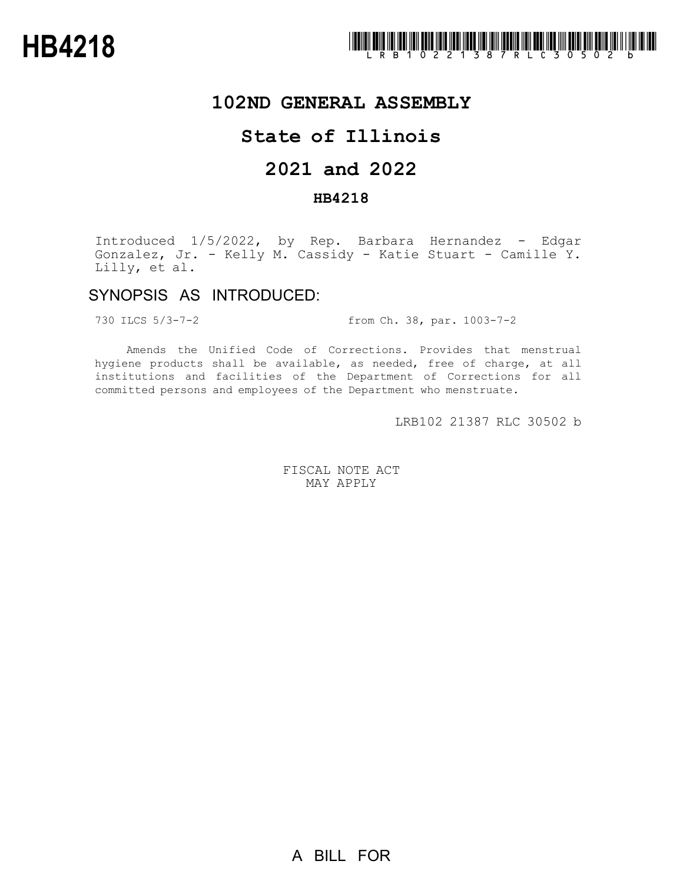# HB4218

LRB102 21387 RLC 30502 b

## 102ND GENERAL ASSEMBLY

## State of Illinois

## 2021 and 2022

### HB4218

Introduced 1/5/2022, by Rep. Barbara Hernandez - Edgar Gonzalez, Jr. - Kelly M. Cassidy - Katie Stuart - Camille Y. Lilly, et al.

## SYNOPSIS AS INTRODUCED:

730 ILCS 5/3-7-2 from Ch. 38, par. 1003-7-2

Amends the Unified Code of Corrections. Provides that menstrual hygiene products shall be available, as needed, free of charge, at all institutions and facilities of the Department of Corrections for all committed persons and employees of the Department who menstruate.

LRB102 21387 RLC 30502 b

FISCAL NOTE ACT
MAY APPLY

A BILL FOR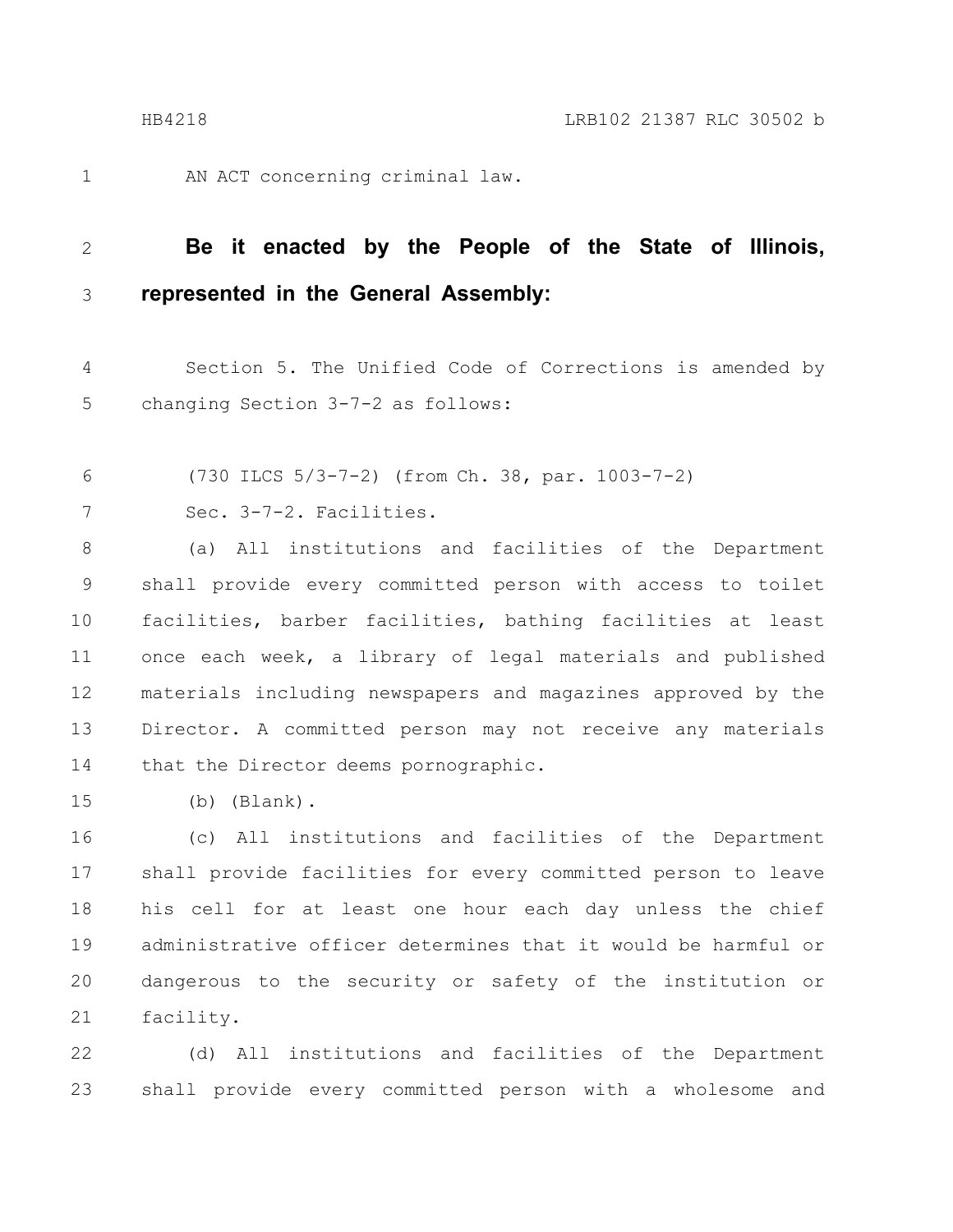AN ACT concerning criminal law.

**Be it enacted by the People of the State of Illinois, represented in the General Assembly:**

Section 5. The Unified Code of Corrections is amended by changing Section 3-7-2 as follows:

(730 ILCS 5/3-7-2) (from Ch. 38, par. 1003-7-2)

Sec. 3-7-2. Facilities.

(a) All institutions and facilities of the Department shall provide every committed person with access to toilet facilities, barber facilities, bathing facilities at least once each week, a library of legal materials and published materials including newspapers and magazines approved by the Director. A committed person may not receive any materials that the Director deems pornographic.

(b) (Blank).

(c) All institutions and facilities of the Department shall provide facilities for every committed person to leave his cell for at least one hour each day unless the chief administrative officer determines that it would be harmful or dangerous to the security or safety of the institution or facility.

(d) All institutions and facilities of the Department shall provide every committed person with a wholesome and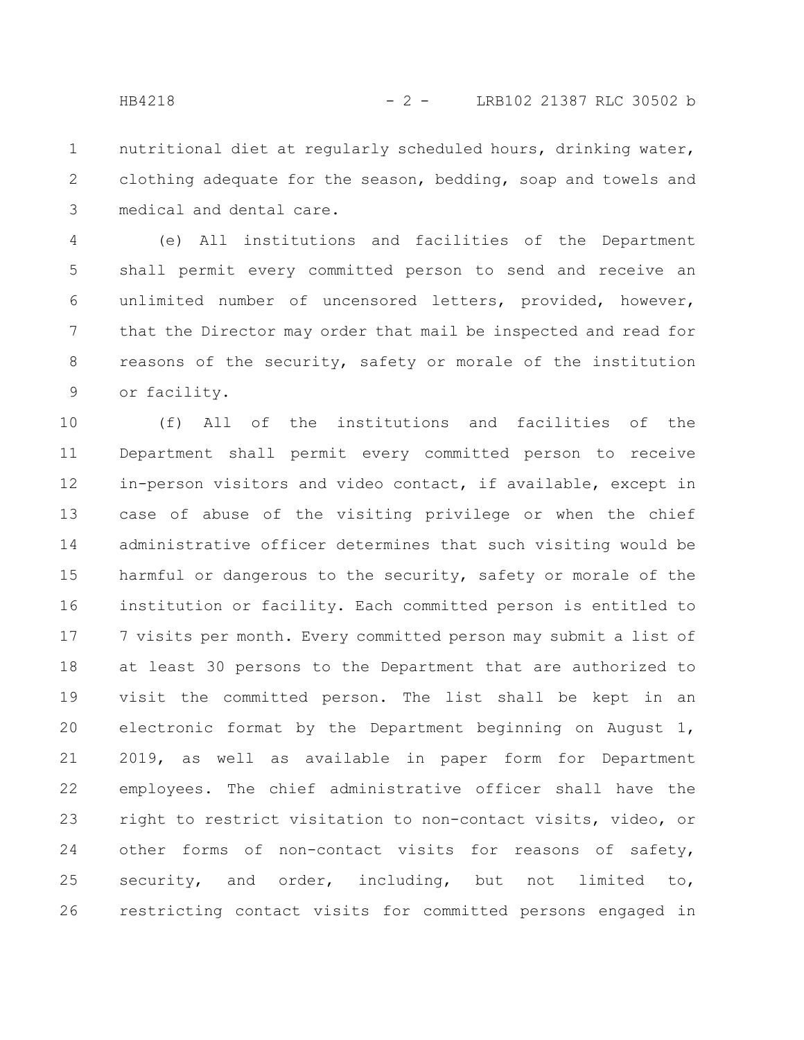nutritional diet at regularly scheduled hours, drinking water, clothing adequate for the season, bedding, soap and towels and medical and dental care.

(e) All institutions and facilities of the Department shall permit every committed person to send and receive an unlimited number of uncensored letters, provided, however, that the Director may order that mail be inspected and read for reasons of the security, safety or morale of the institution or facility.

(f) All of the institutions and facilities of the Department shall permit every committed person to receive in-person visitors and video contact, if available, except in case of abuse of the visiting privilege or when the chief administrative officer determines that such visiting would be harmful or dangerous to the security, safety or morale of the institution or facility. Each committed person is entitled to 7 visits per month. Every committed person may submit a list of at least 30 persons to the Department that are authorized to visit the committed person. The list shall be kept in an electronic format by the Department beginning on August 1, 2019, as well as available in paper form for Department employees. The chief administrative officer shall have the right to restrict visitation to non-contact visits, video, or other forms of non-contact visits for reasons of safety, security, and order, including, but not limited to, restricting contact visits for committed persons engaged in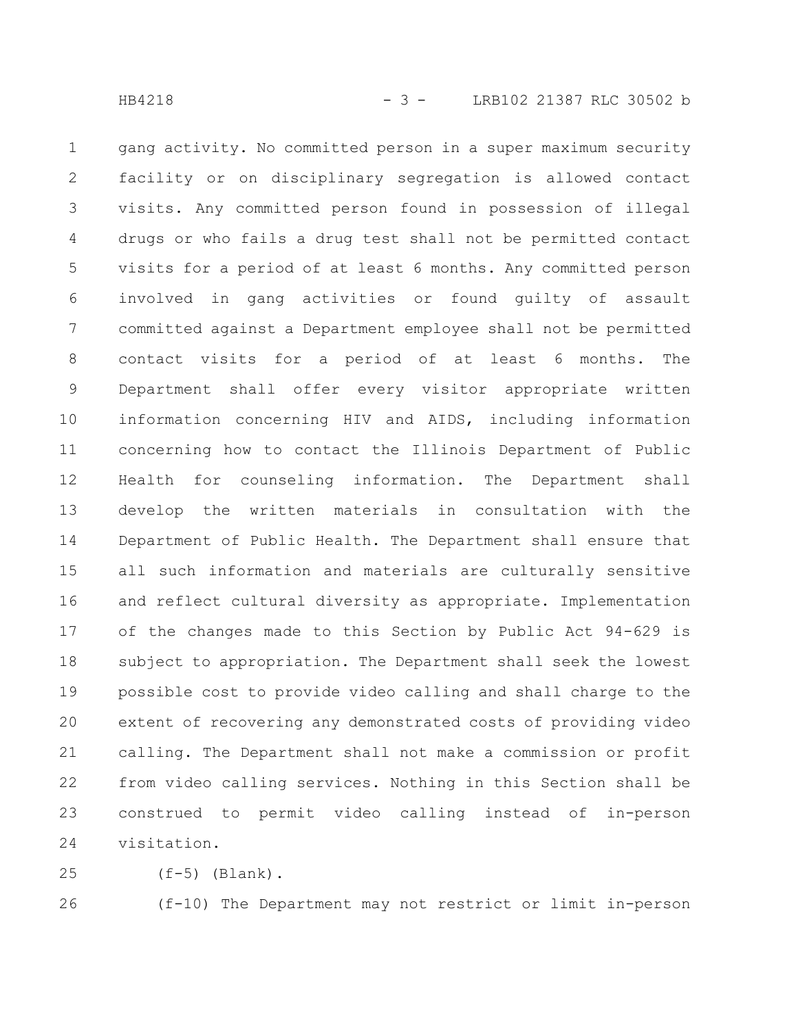gang activity. No committed person in a super maximum security facility or on disciplinary segregation is allowed contact visits. Any committed person found in possession of illegal drugs or who fails a drug test shall not be permitted contact visits for a period of at least 6 months. Any committed person involved in gang activities or found guilty of assault committed against a Department employee shall not be permitted contact visits for a period of at least 6 months. The Department shall offer every visitor appropriate written information concerning HIV and AIDS, including information concerning how to contact the Illinois Department of Public Health for counseling information. The Department shall develop the written materials in consultation with the Department of Public Health. The Department shall ensure that all such information and materials are culturally sensitive and reflect cultural diversity as appropriate. Implementation of the changes made to this Section by Public Act 94-629 is subject to appropriation. The Department shall seek the lowest possible cost to provide video calling and shall charge to the extent of recovering any demonstrated costs of providing video calling. The Department shall not make a commission or profit from video calling services. Nothing in this Section shall be construed to permit video calling instead of in-person visitation.

(f-5) (Blank).

(f-10) The Department may not restrict or limit in-person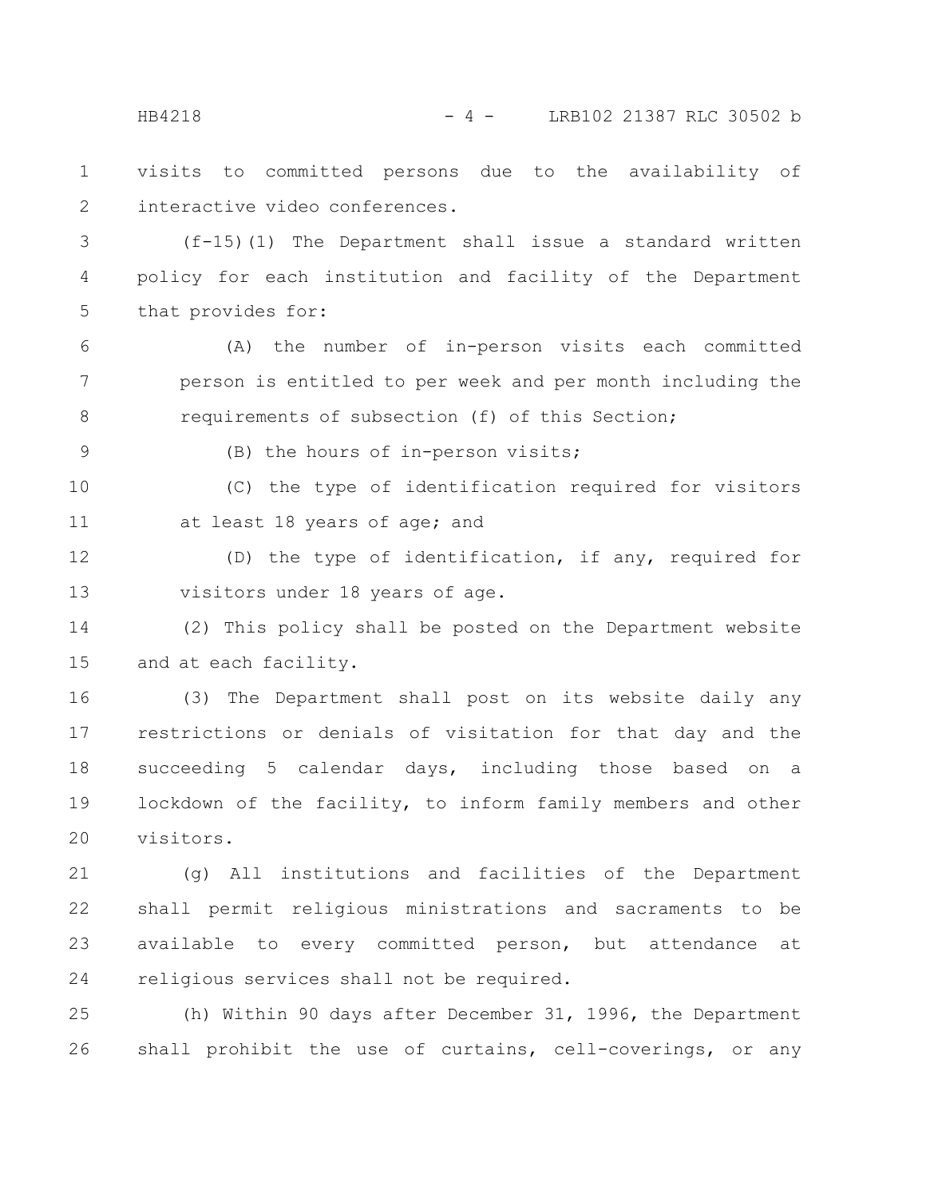visits to committed persons due to the availability of interactive video conferences.

(f-15)(1) The Department shall issue a standard written policy for each institution and facility of the Department that provides for:

(A) the number of in-person visits each committed person is entitled to per week and per month including the requirements of subsection (f) of this Section;

(B) the hours of in-person visits;

(C) the type of identification required for visitors at least 18 years of age; and

(D) the type of identification, if any, required for visitors under 18 years of age.

(2) This policy shall be posted on the Department website and at each facility.

(3) The Department shall post on its website daily any restrictions or denials of visitation for that day and the succeeding 5 calendar days, including those based on a lockdown of the facility, to inform family members and other visitors.

(g) All institutions and facilities of the Department shall permit religious ministrations and sacraments to be available to every committed person, but attendance at religious services shall not be required.

(h) Within 90 days after December 31, 1996, the Department shall prohibit the use of curtains, cell-coverings, or any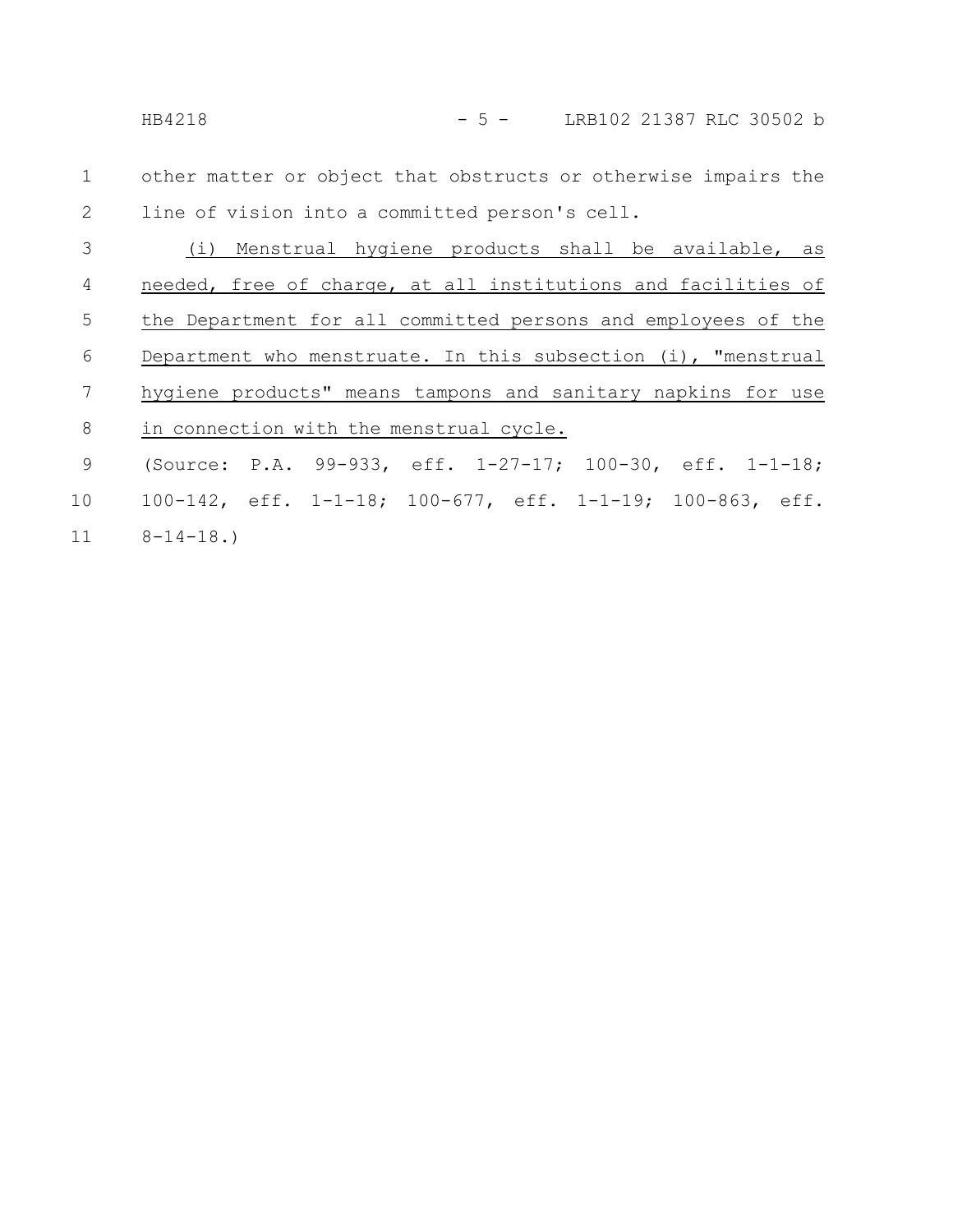other matter or object that obstructs or otherwise impairs the line of vision into a committed person's cell.

(i) Menstrual hygiene products shall be available, as needed, free of charge, at all institutions and facilities of the Department for all committed persons and employees of the Department who menstruate. In this subsection (i), "menstrual hygiene products" means tampons and sanitary napkins for use in connection with the menstrual cycle.

(Source: P.A. 99-933, eff. 1-27-17; 100-30, eff. 1-1-18; 100-142, eff. 1-1-18; 100-677, eff. 1-1-19; 100-863, eff. 8-14-18.)